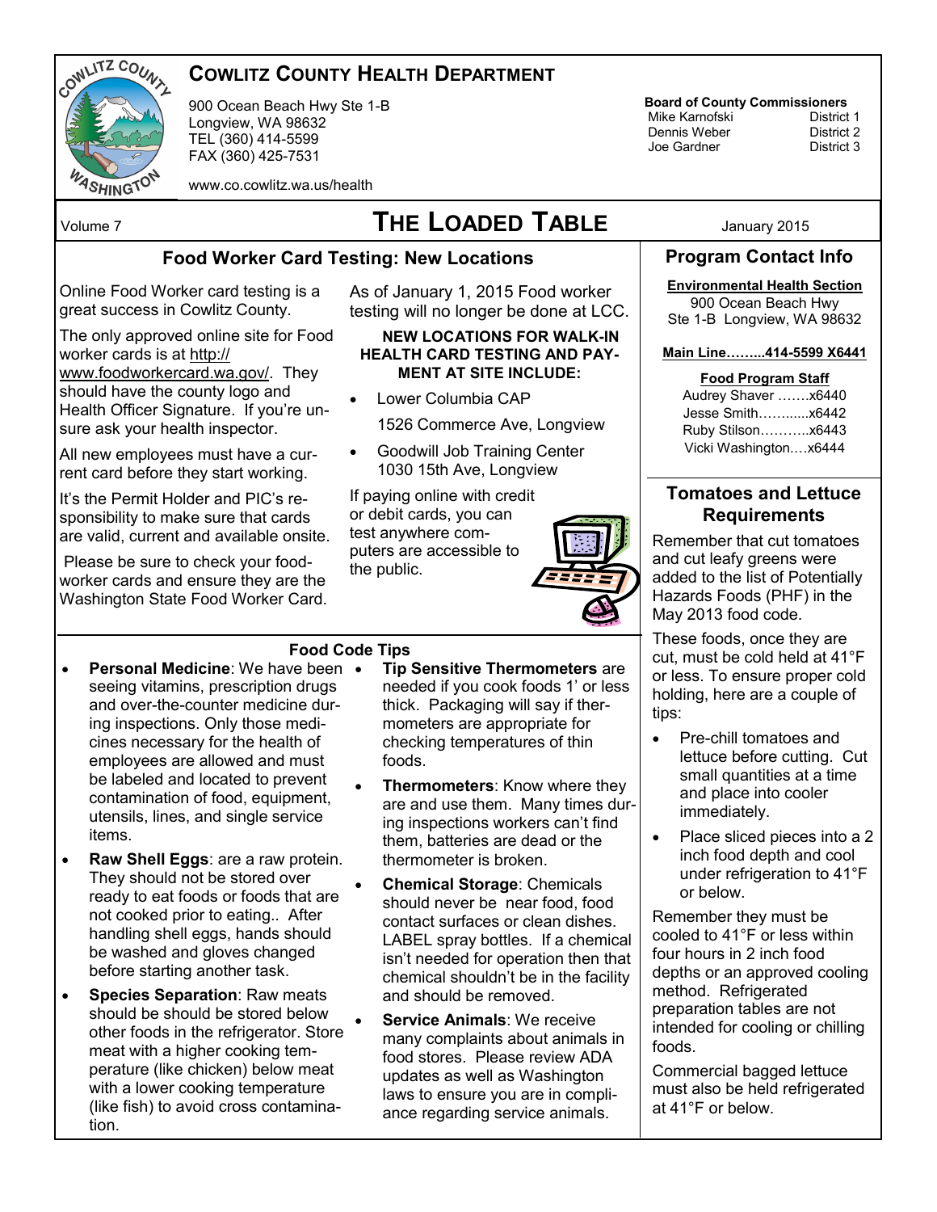# COWLITZ COUNTY HEALTH DEPARTMENT

900 Ocean Beach Hwy Ste 1-B
Longview, WA 98632
TEL (360) 414-5599
FAX (360) 425-7531

www.co.cowlitz.wa.us/health

**Board of County Commissioners**

| | |
|---|---|
| Mike Karnofski | District 1 |
| Dennis Weber | District 2 |
| Joe Gardner | District 3 |

Volume 7 — January 2015

# THE LOADED TABLE

## Food Worker Card Testing: New Locations

Online Food Worker card testing is a great success in Cowlitz County.

The only approved online site for Food worker cards is at http://www.foodworkercard.wa.gov/. They should have the county logo and Health Officer Signature. If you're unsure ask your health inspector.

All new employees must have a current card before they start working.

It's the Permit Holder and PIC's responsibility to make sure that cards are valid, current and available onsite.

Please be sure to check your food-worker cards and ensure they are the Washington State Food Worker Card.

As of January 1, 2015 Food worker testing will no longer be done at LCC.

**NEW LOCATIONS FOR WALK-IN HEALTH CARD TESTING AND PAYMENT AT SITE INCLUDE:**

- Lower Columbia CAP
  1526 Commerce Ave, Longview
- Goodwill Job Training Center
  1030 15th Ave, Longview

If paying online with credit or debit cards, you can test anywhere computers are accessible to the public.

## Food Code Tips

- **Personal Medicine**: We have been seeing vitamins, prescription drugs and over-the-counter medicine during inspections. Only those medicines necessary for the health of employees are allowed and must be labeled and located to prevent contamination of food, equipment, utensils, lines, and single service items.
- **Raw Shell Eggs**: are a raw protein. They should not be stored over ready to eat foods or foods that are not cooked prior to eating.. After handling shell eggs, hands should be washed and gloves changed before starting another task.
- **Species Separation**: Raw meats should be should be stored below other foods in the refrigerator. Store meat with a higher cooking temperature (like chicken) below meat with a lower cooking temperature (like fish) to avoid cross contamination.
- **Tip Sensitive Thermometers** are needed if you cook foods 1' or less thick. Packaging will say if thermometers are appropriate for checking temperatures of thin foods.
- **Thermometers**: Know where they are and use them. Many times during inspections workers can't find them, batteries are dead or the thermometer is broken.
- **Chemical Storage**: Chemicals should never be near food, food contact surfaces or clean dishes. LABEL spray bottles. If a chemical isn't needed for operation then that chemical shouldn't be in the facility and should be removed.
- **Service Animals**: We receive many complaints about animals in food stores. Please review ADA updates as well as Washington laws to ensure you are in compliance regarding service animals.

## Program Contact Info

**Environmental Health Section**
900 Ocean Beach Hwy
Ste 1-B Longview, WA 98632

**Main Line……...414-5599 X6441**

**Food Program Staff**

Audrey Shaver …….x6440
Jesse Smith…….....x6442
Ruby Stilson………..x6443
Vicki Washington….x6444

## Tomatoes and Lettuce Requirements

Remember that cut tomatoes and cut leafy greens were added to the list of Potentially Hazards Foods (PHF) in the May 2013 food code.

These foods, once they are cut, must be cold held at 41°F or less. To ensure proper cold holding, here are a couple of tips:

- Pre-chill tomatoes and lettuce before cutting. Cut small quantities at a time and place into cooler immediately.
- Place sliced pieces into a 2 inch food depth and cool under refrigeration to 41°F or below.

Remember they must be cooled to 41°F or less within four hours in 2 inch food depths or an approved cooling method. Refrigerated preparation tables are not intended for cooling or chilling foods.

Commercial bagged lettuce must also be held refrigerated at 41°F or below.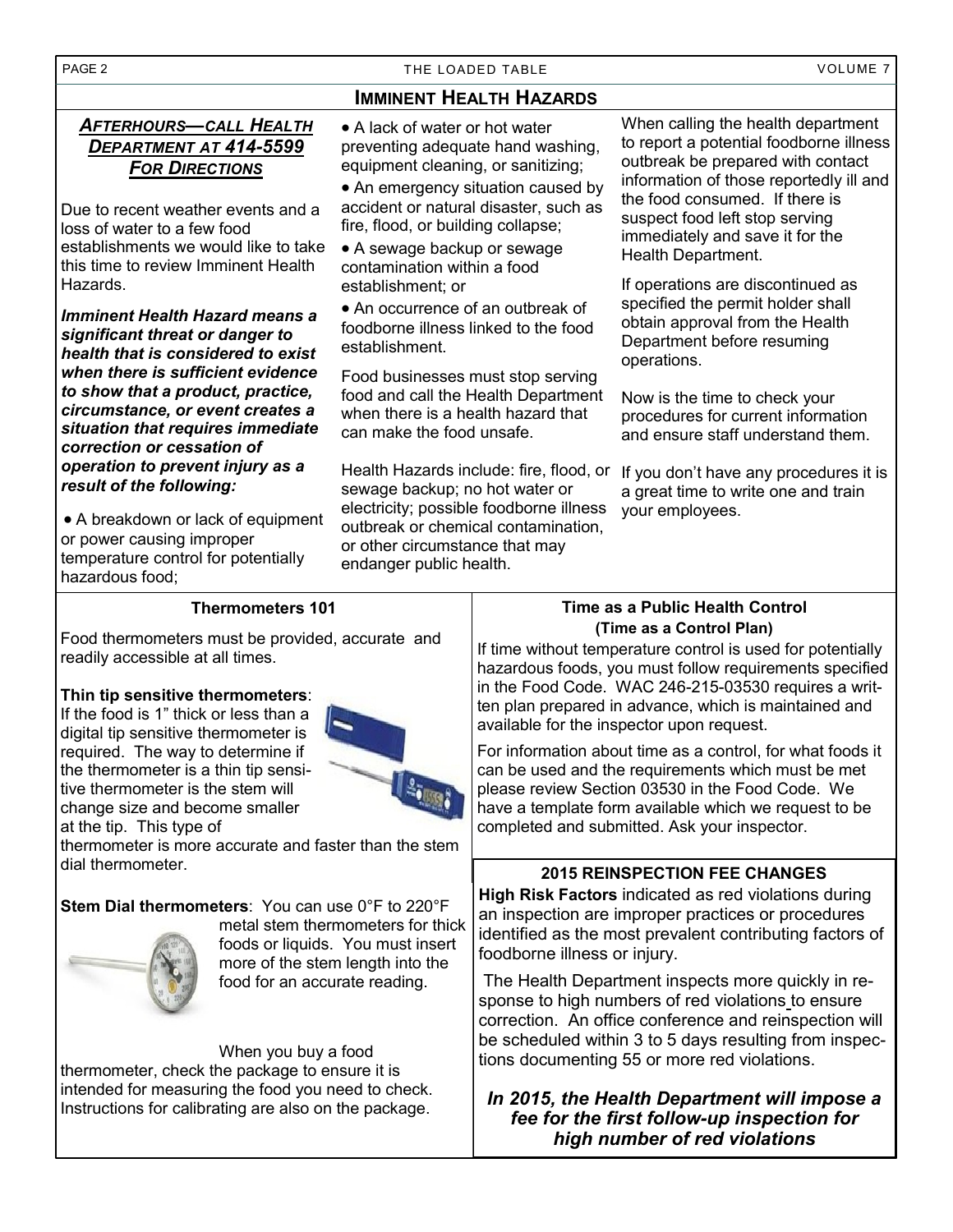## Imminent Health Hazards

***Afterhours—call Health Department at 414-5599 for Directions***

Due to recent weather events and a loss of water to a few food establishments we would like to take this time to review Imminent Health Hazards.

***Imminent Health Hazard means a significant threat or danger to health that is considered to exist when there is sufficient evidence to show that a product, practice, circumstance, or event creates a situation that requires immediate correction or cessation of operation to prevent injury as a result of the following:***

- A breakdown or lack of equipment or power causing improper temperature control for potentially hazardous food;
- A lack of water or hot water preventing adequate hand washing, equipment cleaning, or sanitizing;
- An emergency situation caused by accident or natural disaster, such as fire, flood, or building collapse;
- A sewage backup or sewage contamination within a food establishment; or
- An occurrence of an outbreak of foodborne illness linked to the food establishment.

Food businesses must stop serving food and call the Health Department when there is a health hazard that can make the food unsafe.

Health Hazards include: fire, flood, or sewage backup; no hot water or electricity; possible foodborne illness outbreak or chemical contamination, or other circumstance that may endanger public health.

When calling the health department to report a potential foodborne illness outbreak be prepared with contact information of those reportedly ill and the food consumed. If there is suspect food left stop serving immediately and save it for the Health Department.

If operations are discontinued as specified the permit holder shall obtain approval from the Health Department before resuming operations.

Now is the time to check your procedures for current information and ensure staff understand them.

If you don't have any procedures it is a great time to write one and train your employees.

### Thermometers 101

Food thermometers must be provided, accurate and readily accessible at all times.

**Thin tip sensitive thermometers**: If the food is 1" thick or less than a digital tip sensitive thermometer is required. The way to determine if the thermometer is a thin tip sensitive thermometer is the stem will change size and become smaller at the tip. This type of thermometer is more accurate and faster than the stem dial thermometer.

**Stem Dial thermometers**: You can use 0°F to 220°F metal stem thermometers for thick foods or liquids. You must insert more of the stem length into the food for an accurate reading.

When you buy a food thermometer, check the package to ensure it is intended for measuring the food you need to check. Instructions for calibrating are also on the package.

### Time as a Public Health Control (Time as a Control Plan)

If time without temperature control is used for potentially hazardous foods, you must follow requirements specified in the Food Code. WAC 246-215-03530 requires a written plan prepared in advance, which is maintained and available for the inspector upon request.

For information about time as a control, for what foods it can be used and the requirements which must be met please review Section 03530 in the Food Code. We have a template form available which we request to be completed and submitted. Ask your inspector.

### 2015 REINSPECTION FEE CHANGES

**High Risk Factors** indicated as red violations during an inspection are improper practices or procedures identified as the most prevalent contributing factors of foodborne illness or injury.

The Health Department inspects more quickly in response to high numbers of red violations to ensure correction. An office conference and reinspection will be scheduled within 3 to 5 days resulting from inspections documenting 55 or more red violations.

***In 2015, the Health Department will impose a fee for the first follow-up inspection for high number of red violations***